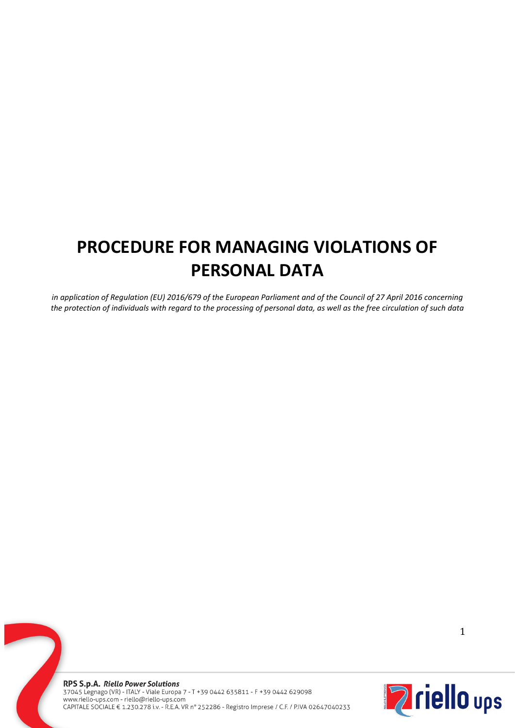# PROCEDURE FOR MANAGING VIOLATIONS OF PERSONAL DATA

*in application of Regulation (EU) 2016/679 of the European Parliament and of the Council of 27 April 2016 concerning the protection of individuals with regard to the processing of personal data, as well as the free circulation of such data*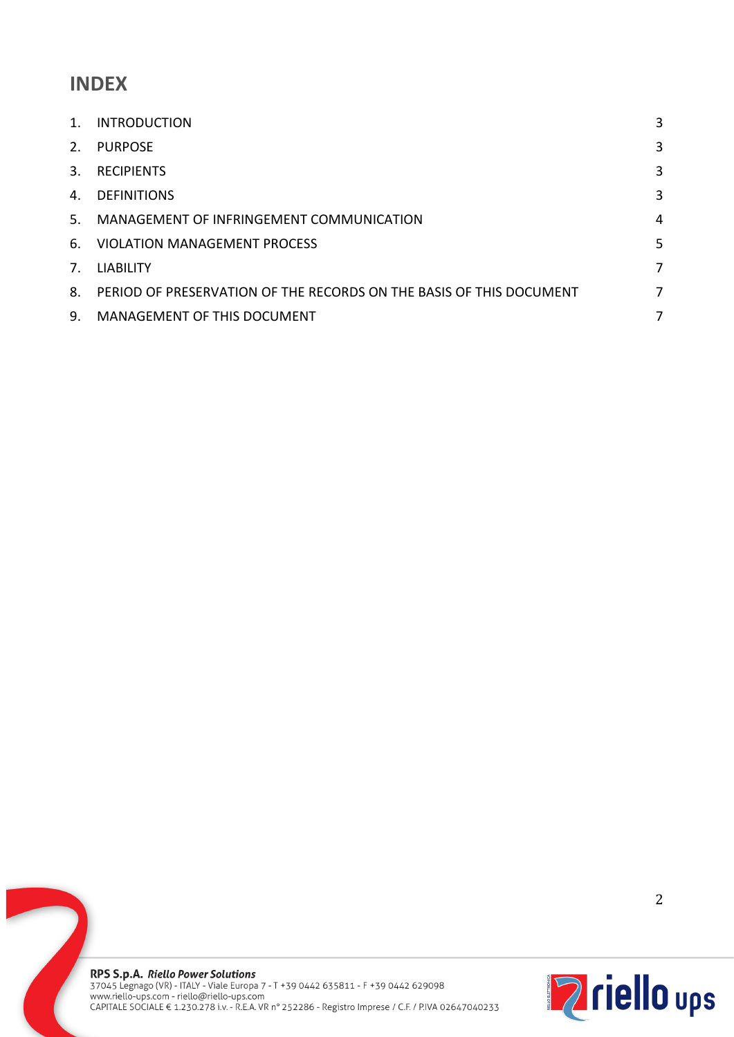# INDEX

| | | |
|---|---|---|
| 1. | INTRODUCTION | 3 |
| 2. | PURPOSE | 3 |
| 3. | RECIPIENTS | 3 |
| 4. | DEFINITIONS | 3 |
| 5. | MANAGEMENT OF INFRINGEMENT COMMUNICATION | 4 |
| 6. | VIOLATION MANAGEMENT PROCESS | 5 |
| 7. | LIABILITY | 7 |
| 8. | PERIOD OF PRESERVATION OF THE RECORDS ON THE BASIS OF THIS DOCUMENT | 7 |
| 9. | MANAGEMENT OF THIS DOCUMENT | 7 |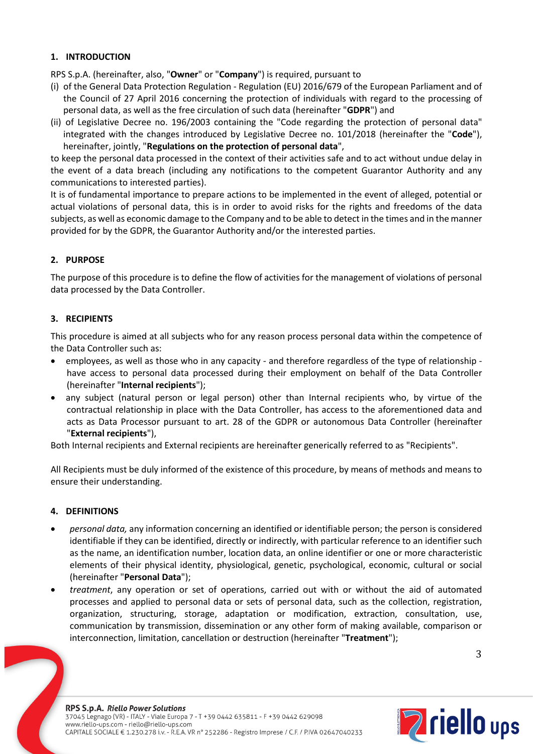## 1. INTRODUCTION

RPS S.p.A. (hereinafter, also, "**Owner**" or "**Company**") is required, pursuant to

(i) of the General Data Protection Regulation - Regulation (EU) 2016/679 of the European Parliament and of the Council of 27 April 2016 concerning the protection of individuals with regard to the processing of personal data, as well as the free circulation of such data (hereinafter "**GDPR**") and
(ii) of Legislative Decree no. 196/2003 containing the "Code regarding the protection of personal data" integrated with the changes introduced by Legislative Decree no. 101/2018 (hereinafter the "**Code**"), hereinafter, jointly, "**Regulations on the protection of personal data**",

to keep the personal data processed in the context of their activities safe and to act without undue delay in the event of a data breach (including any notifications to the competent Guarantor Authority and any communications to interested parties).

It is of fundamental importance to prepare actions to be implemented in the event of alleged, potential or actual violations of personal data, this is in order to avoid risks for the rights and freedoms of the data subjects, as well as economic damage to the Company and to be able to detect in the times and in the manner provided for by the GDPR, the Guarantor Authority and/or the interested parties.

## 2. PURPOSE

The purpose of this procedure is to define the flow of activities for the management of violations of personal data processed by the Data Controller.

## 3. RECIPIENTS

This procedure is aimed at all subjects who for any reason process personal data within the competence of the Data Controller such as:

- employees, as well as those who in any capacity - and therefore regardless of the type of relationship - have access to personal data processed during their employment on behalf of the Data Controller (hereinafter "**Internal recipients**");
- any subject (natural person or legal person) other than Internal recipients who, by virtue of the contractual relationship in place with the Data Controller, has access to the aforementioned data and acts as Data Processor pursuant to art. 28 of the GDPR or autonomous Data Controller (hereinafter "**External recipients**"),

Both Internal recipients and External recipients are hereinafter generically referred to as "Recipients".

All Recipients must be duly informed of the existence of this procedure, by means of methods and means to ensure their understanding.

## 4. DEFINITIONS

- *personal data,* any information concerning an identified or identifiable person; the person is considered identifiable if they can be identified, directly or indirectly, with particular reference to an identifier such as the name, an identification number, location data, an online identifier or one or more characteristic elements of their physical identity, physiological, genetic, psychological, economic, cultural or social (hereinafter "**Personal Data**");
- *treatment*, any operation or set of operations, carried out with or without the aid of automated processes and applied to personal data or sets of personal data, such as the collection, registration, organization, structuring, storage, adaptation or modification, extraction, consultation, use, communication by transmission, dissemination or any other form of making available, comparison or interconnection, limitation, cancellation or destruction (hereinafter "**Treatment**");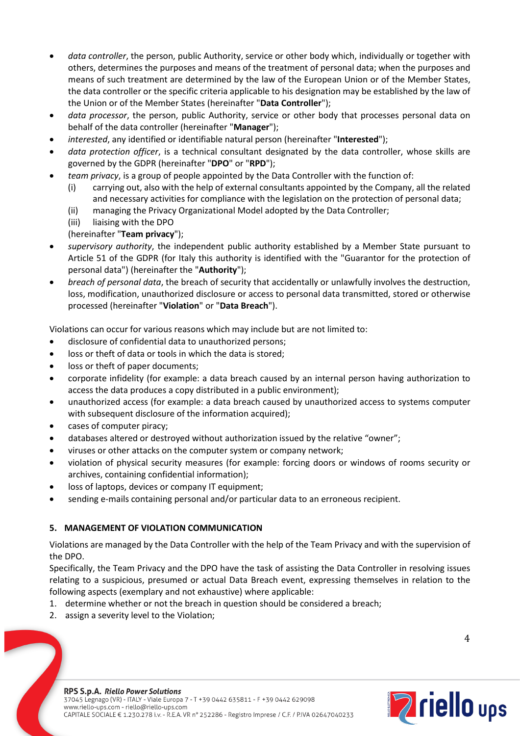- *data controller*, the person, public Authority, service or other body which, individually or together with others, determines the purposes and means of the treatment of personal data; when the purposes and means of such treatment are determined by the law of the European Union or of the Member States, the data controller or the specific criteria applicable to his designation may be established by the law of the Union or of the Member States (hereinafter "**Data Controller**");
- *data processor*, the person, public Authority, service or other body that processes personal data on behalf of the data controller (hereinafter "**Manager**");
- *interested*, any identified or identifiable natural person (hereinafter "**Interested**");
- *data protection officer*, is a technical consultant designated by the data controller, whose skills are governed by the GDPR (hereinafter "**DPO**" or "**RPD**");
- *team privacy*, is a group of people appointed by the Data Controller with the function of:
  (i) carrying out, also with the help of external consultants appointed by the Company, all the related and necessary activities for compliance with the legislation on the protection of personal data;
  (ii) managing the Privacy Organizational Model adopted by the Data Controller;
  (iii) liaising with the DPO
  
  (hereinafter "**Team privacy**");
- *supervisory authority*, the independent public authority established by a Member State pursuant to Article 51 of the GDPR (for Italy this authority is identified with the "Guarantor for the protection of personal data") (hereinafter the "**Authority**");
- *breach of personal data*, the breach of security that accidentally or unlawfully involves the destruction, loss, modification, unauthorized disclosure or access to personal data transmitted, stored or otherwise processed (hereinafter "**Violation**" or "**Data Breach**").

Violations can occur for various reasons which may include but are not limited to:

- disclosure of confidential data to unauthorized persons;
- loss or theft of data or tools in which the data is stored;
- loss or theft of paper documents;
- corporate infidelity (for example: a data breach caused by an internal person having authorization to access the data produces a copy distributed in a public environment);
- unauthorized access (for example: a data breach caused by unauthorized access to systems computer with subsequent disclosure of the information acquired);
- cases of computer piracy;
- databases altered or destroyed without authorization issued by the relative "owner";
- viruses or other attacks on the computer system or company network;
- violation of physical security measures (for example: forcing doors or windows of rooms security or archives, containing confidential information);
- loss of laptops, devices or company IT equipment;
- sending e-mails containing personal and/or particular data to an erroneous recipient.

## 5. MANAGEMENT OF VIOLATION COMMUNICATION

Violations are managed by the Data Controller with the help of the Team Privacy and with the supervision of the DPO.

Specifically, the Team Privacy and the DPO have the task of assisting the Data Controller in resolving issues relating to a suspicious, presumed or actual Data Breach event, expressing themselves in relation to the following aspects (exemplary and not exhaustive) where applicable:

1. determine whether or not the breach in question should be considered a breach;
2. assign a severity level to the Violation;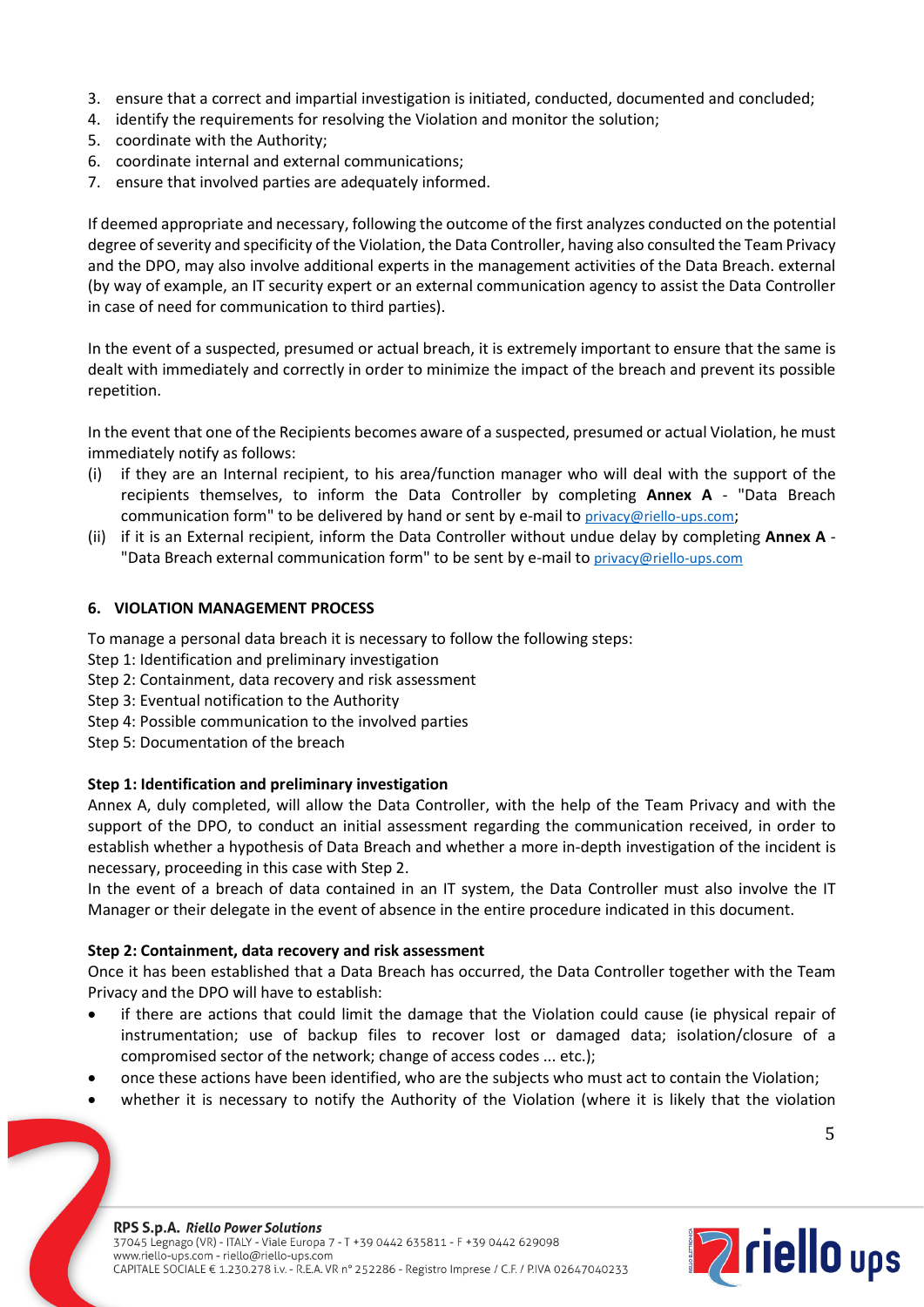3. ensure that a correct and impartial investigation is initiated, conducted, documented and concluded;
4. identify the requirements for resolving the Violation and monitor the solution;
5. coordinate with the Authority;
6. coordinate internal and external communications;
7. ensure that involved parties are adequately informed.

If deemed appropriate and necessary, following the outcome of the first analyzes conducted on the potential degree of severity and specificity of the Violation, the Data Controller, having also consulted the Team Privacy and the DPO, may also involve additional experts in the management activities of the Data Breach. external (by way of example, an IT security expert or an external communication agency to assist the Data Controller in case of need for communication to third parties).

In the event of a suspected, presumed or actual breach, it is extremely important to ensure that the same is dealt with immediately and correctly in order to minimize the impact of the breach and prevent its possible repetition.

In the event that one of the Recipients becomes aware of a suspected, presumed or actual Violation, he must immediately notify as follows:

(i) if they are an Internal recipient, to his area/function manager who will deal with the support of the recipients themselves, to inform the Data Controller by completing **Annex A** - "Data Breach communication form" to be delivered by hand or sent by e-mail to privacy@riello-ups.com;
(ii) if it is an External recipient, inform the Data Controller without undue delay by completing **Annex A** - "Data Breach external communication form" to be sent by e-mail to privacy@riello-ups.com

## 6. VIOLATION MANAGEMENT PROCESS

To manage a personal data breach it is necessary to follow the following steps:
Step 1: Identification and preliminary investigation
Step 2: Containment, data recovery and risk assessment
Step 3: Eventual notification to the Authority
Step 4: Possible communication to the involved parties
Step 5: Documentation of the breach

**Step 1: Identification and preliminary investigation**
Annex A, duly completed, will allow the Data Controller, with the help of the Team Privacy and with the support of the DPO, to conduct an initial assessment regarding the communication received, in order to establish whether a hypothesis of Data Breach and whether a more in-depth investigation of the incident is necessary, proceeding in this case with Step 2.
In the event of a breach of data contained in an IT system, the Data Controller must also involve the IT Manager or their delegate in the event of absence in the entire procedure indicated in this document.

**Step 2: Containment, data recovery and risk assessment**
Once it has been established that a Data Breach has occurred, the Data Controller together with the Team Privacy and the DPO will have to establish:

- if there are actions that could limit the damage that the Violation could cause (ie physical repair of instrumentation; use of backup files to recover lost or damaged data; isolation/closure of a compromised sector of the network; change of access codes ... etc.);
- once these actions have been identified, who are the subjects who must act to contain the Violation;
- whether it is necessary to notify the Authority of the Violation (where it is likely that the violation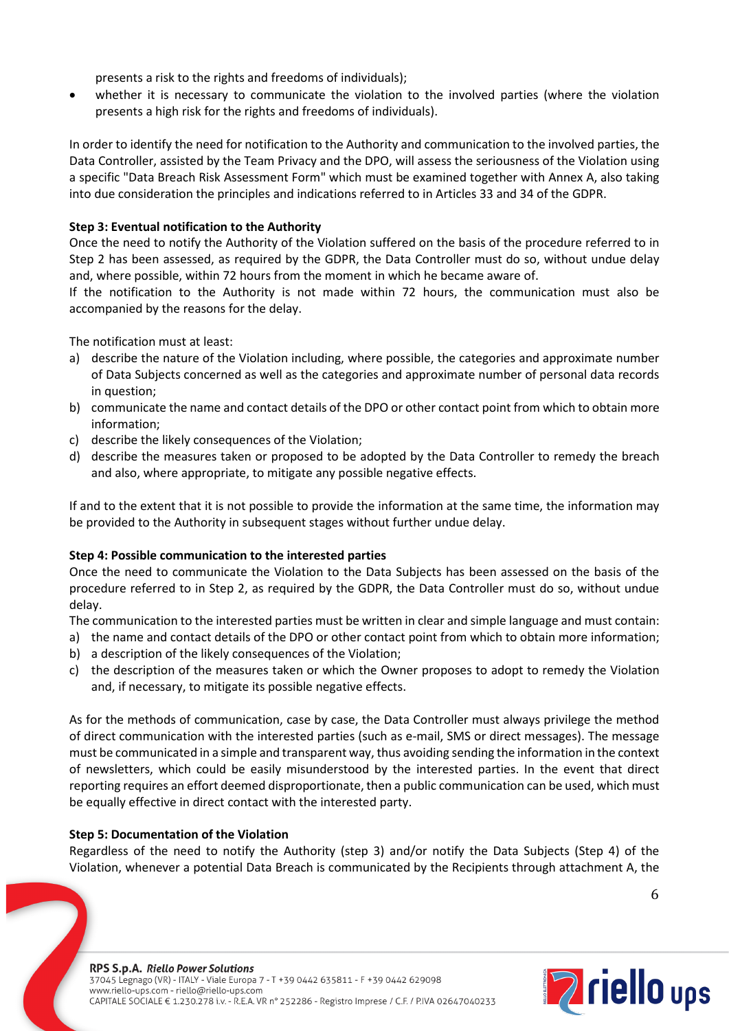presents a risk to the rights and freedoms of individuals);

- whether it is necessary to communicate the violation to the involved parties (where the violation presents a high risk for the rights and freedoms of individuals).

In order to identify the need for notification to the Authority and communication to the involved parties, the Data Controller, assisted by the Team Privacy and the DPO, will assess the seriousness of the Violation using a specific "Data Breach Risk Assessment Form" which must be examined together with Annex A, also taking into due consideration the principles and indications referred to in Articles 33 and 34 of the GDPR.

**Step 3: Eventual notification to the Authority**

Once the need to notify the Authority of the Violation suffered on the basis of the procedure referred to in Step 2 has been assessed, as required by the GDPR, the Data Controller must do so, without undue delay and, where possible, within 72 hours from the moment in which he became aware of.

If the notification to the Authority is not made within 72 hours, the communication must also be accompanied by the reasons for the delay.

The notification must at least:

a) describe the nature of the Violation including, where possible, the categories and approximate number of Data Subjects concerned as well as the categories and approximate number of personal data records in question;
b) communicate the name and contact details of the DPO or other contact point from which to obtain more information;
c) describe the likely consequences of the Violation;
d) describe the measures taken or proposed to be adopted by the Data Controller to remedy the breach and also, where appropriate, to mitigate any possible negative effects.

If and to the extent that it is not possible to provide the information at the same time, the information may be provided to the Authority in subsequent stages without further undue delay.

**Step 4: Possible communication to the interested parties**

Once the need to communicate the Violation to the Data Subjects has been assessed on the basis of the procedure referred to in Step 2, as required by the GDPR, the Data Controller must do so, without undue delay.

The communication to the interested parties must be written in clear and simple language and must contain:

a) the name and contact details of the DPO or other contact point from which to obtain more information;
b) a description of the likely consequences of the Violation;
c) the description of the measures taken or which the Owner proposes to adopt to remedy the Violation and, if necessary, to mitigate its possible negative effects.

As for the methods of communication, case by case, the Data Controller must always privilege the method of direct communication with the interested parties (such as e-mail, SMS or direct messages). The message must be communicated in a simple and transparent way, thus avoiding sending the information in the context of newsletters, which could be easily misunderstood by the interested parties. In the event that direct reporting requires an effort deemed disproportionate, then a public communication can be used, which must be equally effective in direct contact with the interested party.

**Step 5: Documentation of the Violation**

Regardless of the need to notify the Authority (step 3) and/or notify the Data Subjects (Step 4) of the Violation, whenever a potential Data Breach is communicated by the Recipients through attachment A, the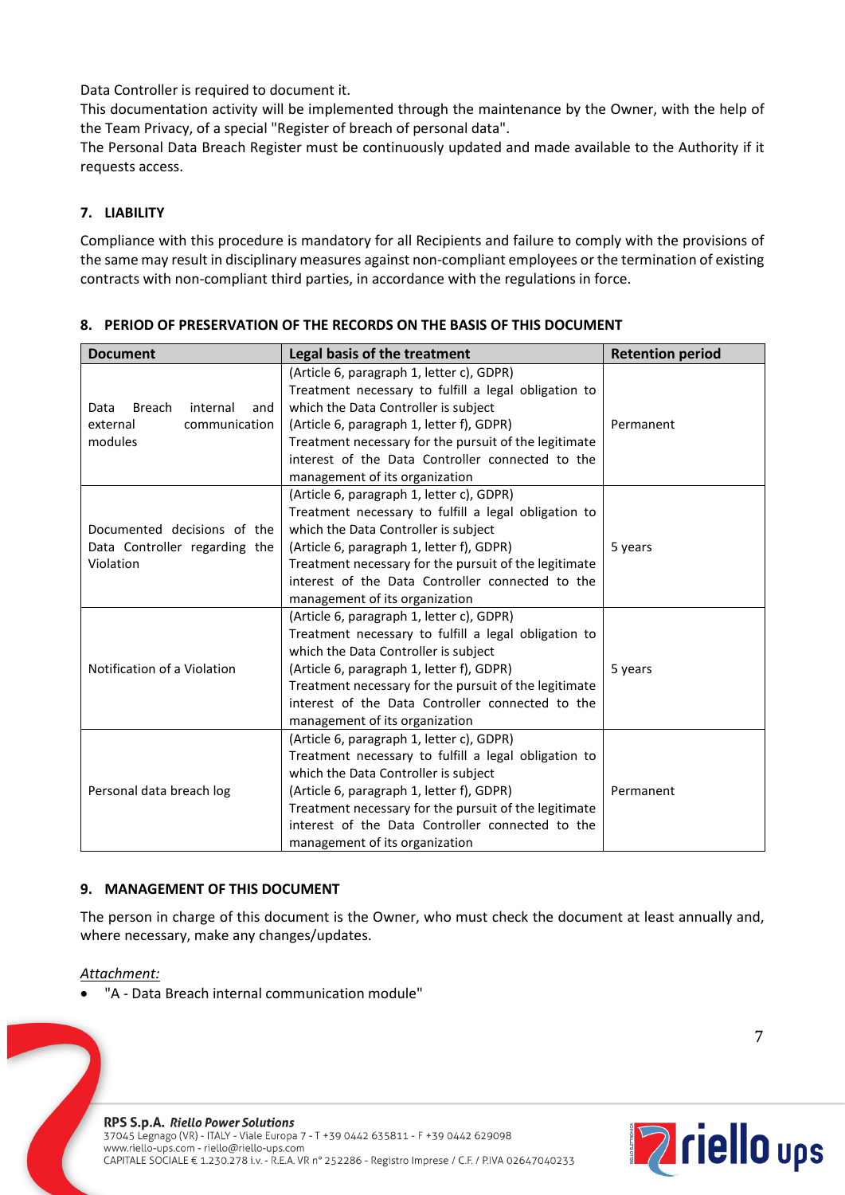Data Controller is required to document it.

This documentation activity will be implemented through the maintenance by the Owner, with the help of the Team Privacy, of a special "Register of breach of personal data".

The Personal Data Breach Register must be continuously updated and made available to the Authority if it requests access.

## 7. LIABILITY

Compliance with this procedure is mandatory for all Recipients and failure to comply with the provisions of the same may result in disciplinary measures against non-compliant employees or the termination of existing contracts with non-compliant third parties, in accordance with the regulations in force.

## 8. PERIOD OF PRESERVATION OF THE RECORDS ON THE BASIS OF THIS DOCUMENT

| Document | Legal basis of the treatment | Retention period |
| --- | --- | --- |
| Data Breach internal and external communication modules | (Article 6, paragraph 1, letter c), GDPR) Treatment necessary to fulfill a legal obligation to which the Data Controller is subject (Article 6, paragraph 1, letter f), GDPR) Treatment necessary for the pursuit of the legitimate interest of the Data Controller connected to the management of its organization | Permanent |
| Documented decisions of the Data Controller regarding the Violation | (Article 6, paragraph 1, letter c), GDPR) Treatment necessary to fulfill a legal obligation to which the Data Controller is subject (Article 6, paragraph 1, letter f), GDPR) Treatment necessary for the pursuit of the legitimate interest of the Data Controller connected to the management of its organization | 5 years |
| Notification of a Violation | (Article 6, paragraph 1, letter c), GDPR) Treatment necessary to fulfill a legal obligation to which the Data Controller is subject (Article 6, paragraph 1, letter f), GDPR) Treatment necessary for the pursuit of the legitimate interest of the Data Controller connected to the management of its organization | 5 years |
| Personal data breach log | (Article 6, paragraph 1, letter c), GDPR) Treatment necessary to fulfill a legal obligation to which the Data Controller is subject (Article 6, paragraph 1, letter f), GDPR) Treatment necessary for the pursuit of the legitimate interest of the Data Controller connected to the management of its organization | Permanent |

## 9. MANAGEMENT OF THIS DOCUMENT

The person in charge of this document is the Owner, who must check the document at least annually and, where necessary, make any changes/updates.

*Attachment:*

- "A - Data Breach internal communication module"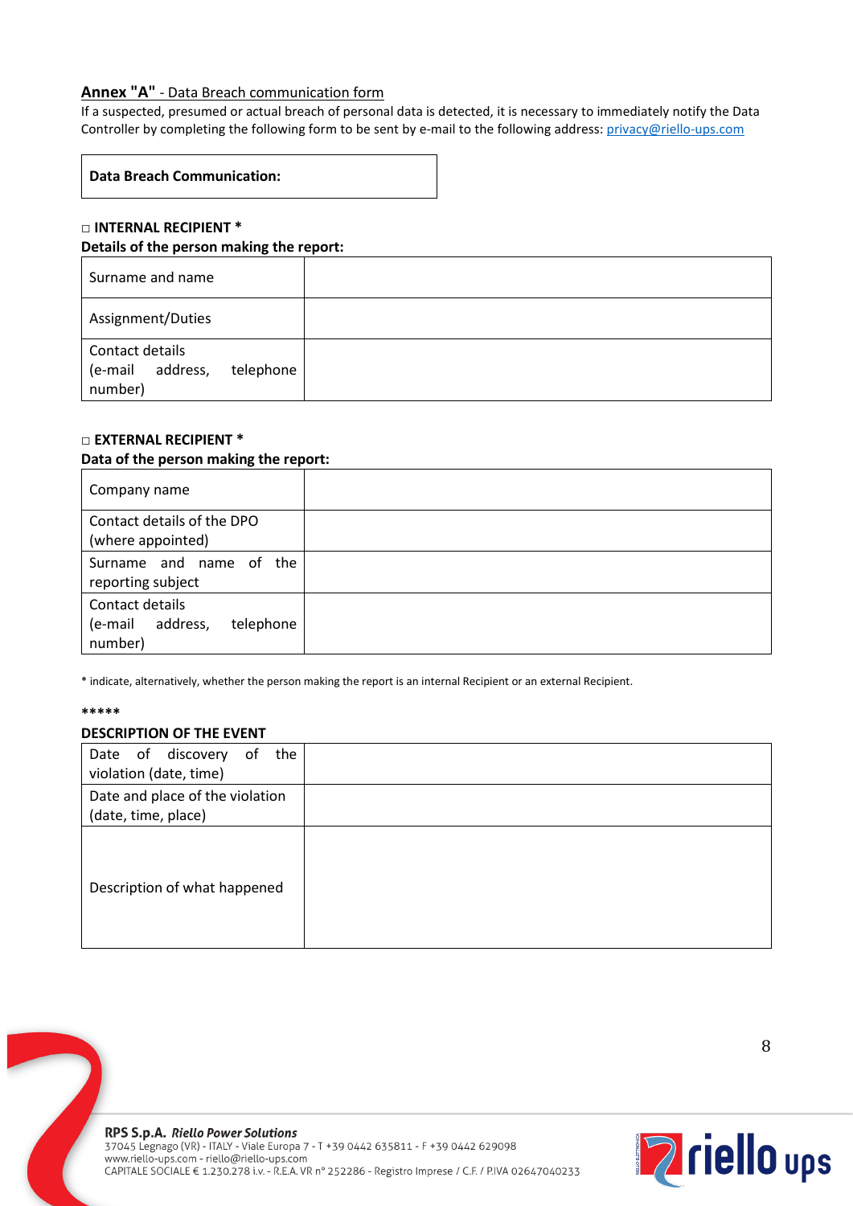**Annex "A"** - Data Breach communication form

If a suspected, presumed or actual breach of personal data is detected, it is necessary to immediately notify the Data Controller by completing the following form to be sent by e-mail to the following address: privacy@riello-ups.com

| **Data Breach Communication:** |
|---|

□ **INTERNAL RECIPIENT ***

**Details of the person making the report:**

| | |
|---|---|
| Surname and name | |
| Assignment/Duties | |
| Contact details (e-mail address, telephone number) | |

□ **EXTERNAL RECIPIENT ***

**Data of the person making the report:**

| | |
|---|---|
| Company name | |
| Contact details of the DPO (where appointed) | |
| Surname and name of the reporting subject | |
| Contact details (e-mail address, telephone number) | |

* indicate, alternatively, whether the person making the report is an internal Recipient or an external Recipient.

*****

**DESCRIPTION OF THE EVENT**

| | |
|---|---|
| Date of discovery of the violation (date, time) | |
| Date and place of the violation (date, time, place) | |
| Description of what happened | |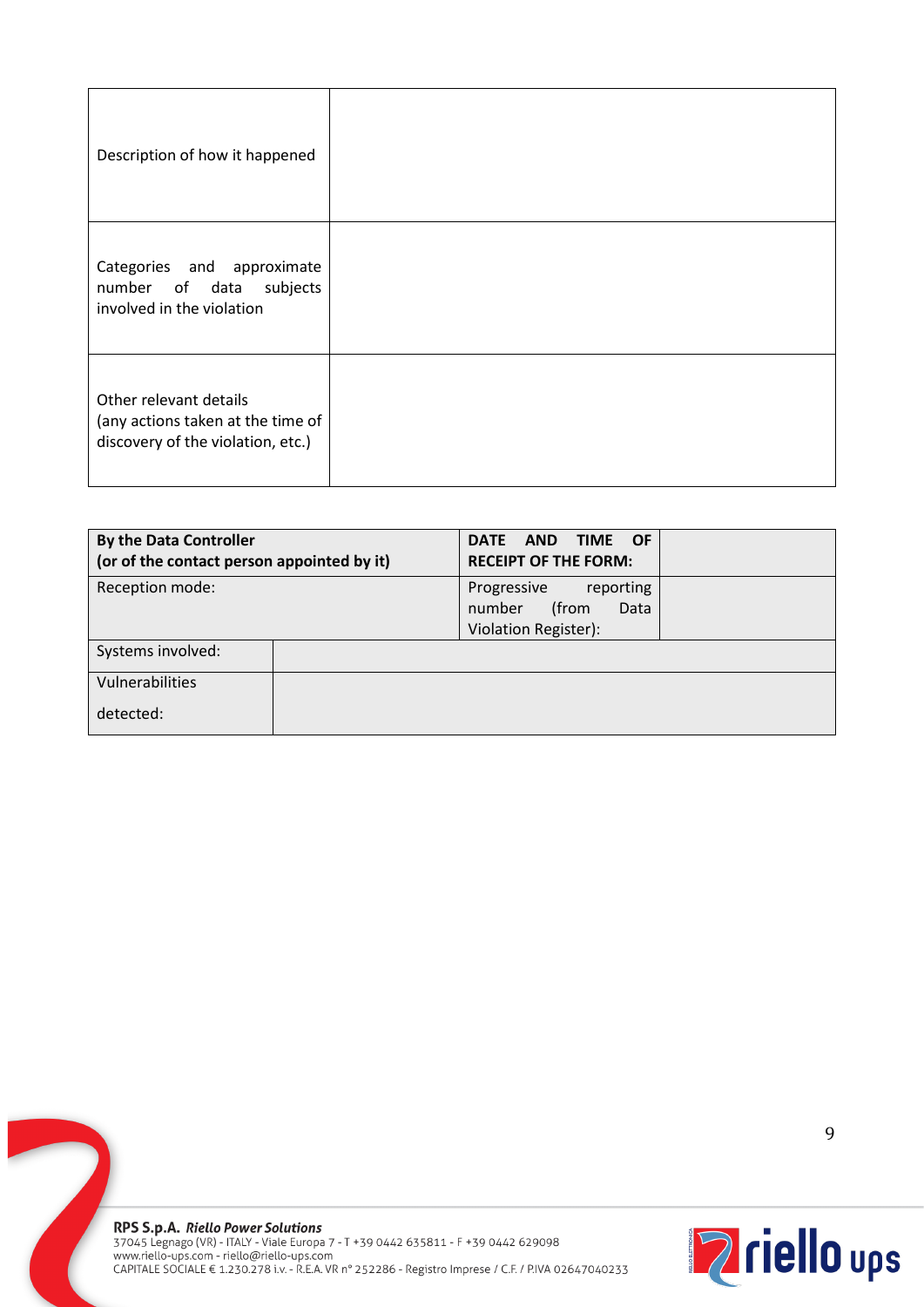| | |
|---|---|
| Description of how it happened | |
| Categories and approximate number of data subjects involved in the violation | |
| Other relevant details (any actions taken at the time of discovery of the violation, etc.) | |

| | | | |
|---|---|---|---|
| **By the Data Controller (or of the contact person appointed by it)** | | **DATE AND TIME OF RECEIPT OF THE FORM:** | |
| Reception mode: | | Progressive reporting number (from Data Violation Register): | |
| Systems involved: | | | |
| Vulnerabilities detected: | | | |